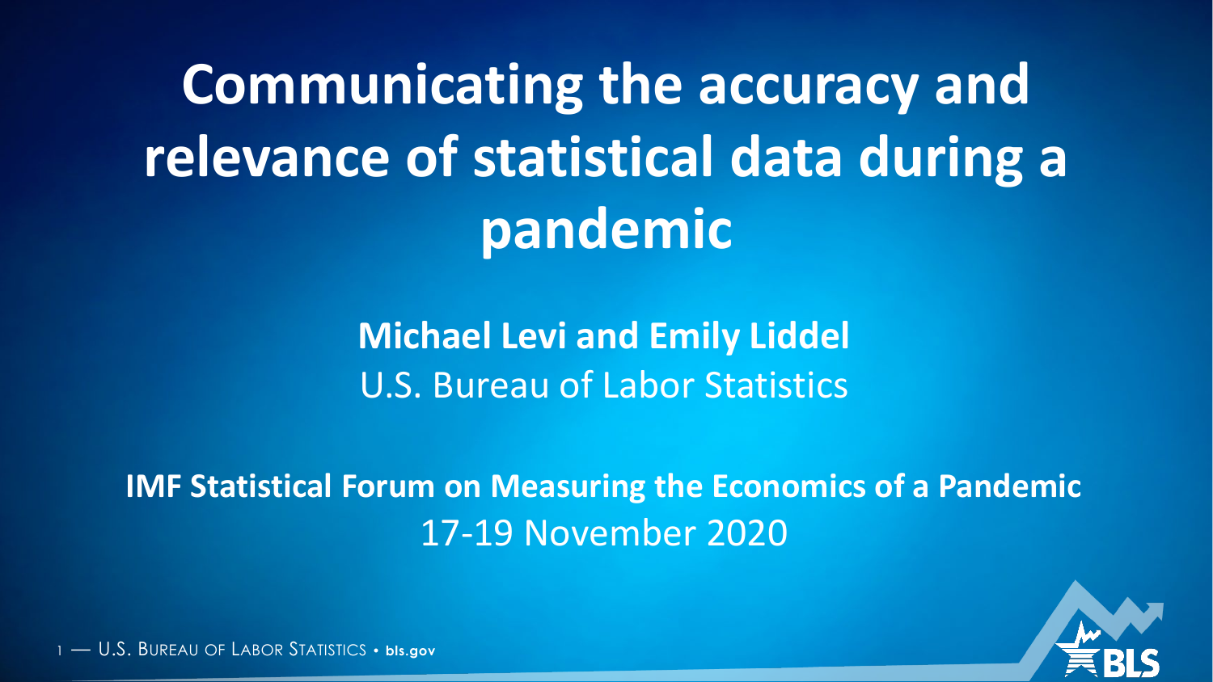# Communicating the accuracy and relevance of statistical data during a pandemic

**Michael Levi and Emily Liddel**

U.S. Bureau of Labor Statistics

**IMF Statistical Forum on Measuring the Economics of a Pandemic**

17-19 November 2020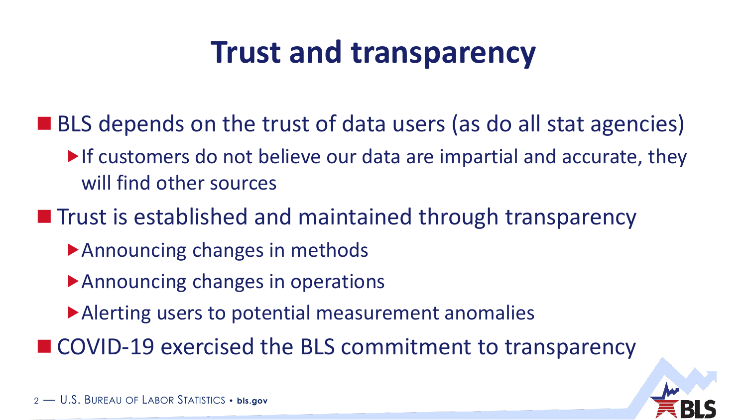# Trust and transparency

- BLS depends on the trust of data users (as do all stat agencies)
  - If customers do not believe our data are impartial and accurate, they will find other sources
- Trust is established and maintained through transparency
  - Announcing changes in methods
  - Announcing changes in operations
  - Alerting users to potential measurement anomalies
- COVID-19 exercised the BLS commitment to transparency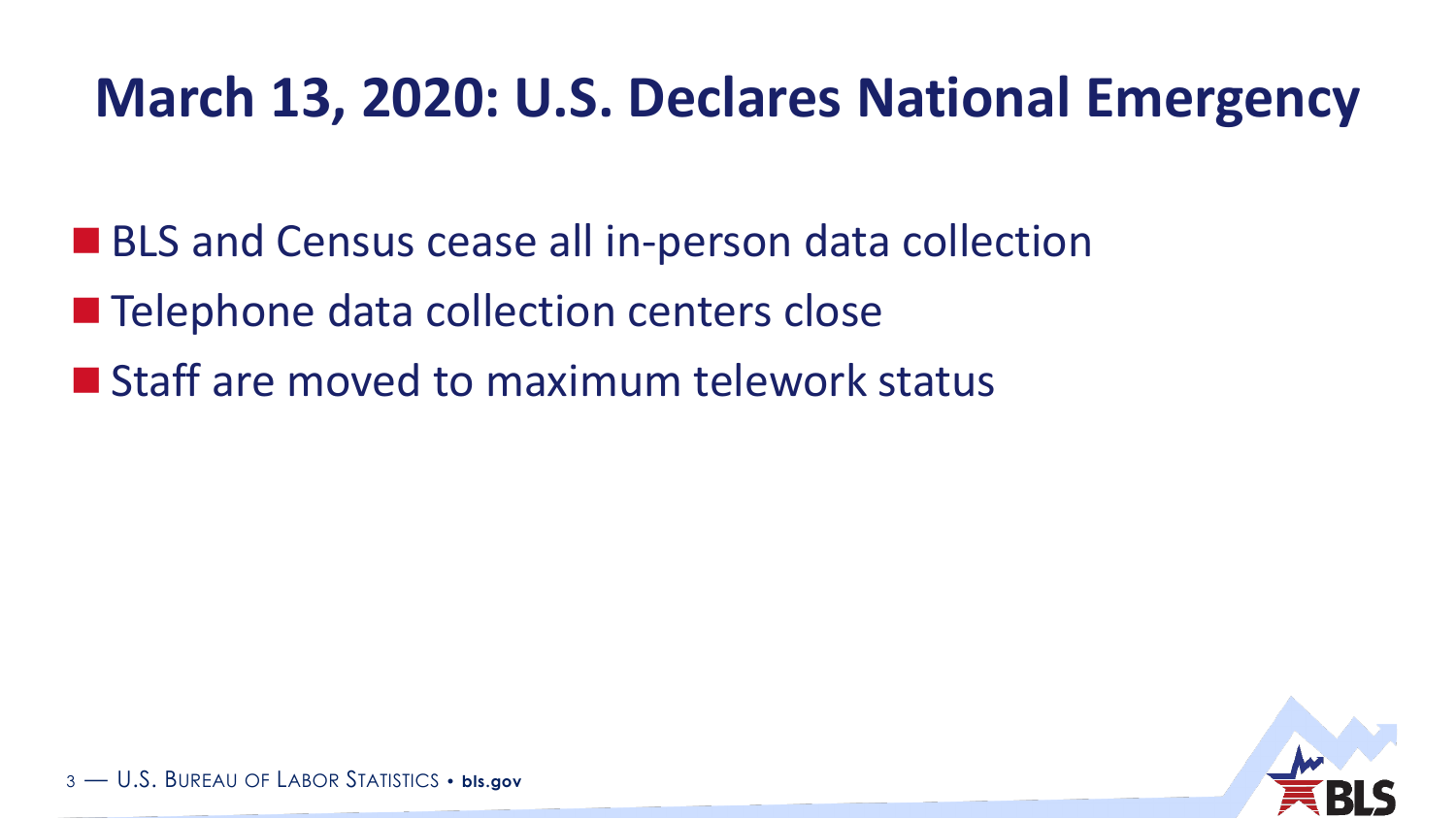# March 13, 2020: U.S. Declares National Emergency

- BLS and Census cease all in-person data collection
- Telephone data collection centers close
- Staff are moved to maximum telework status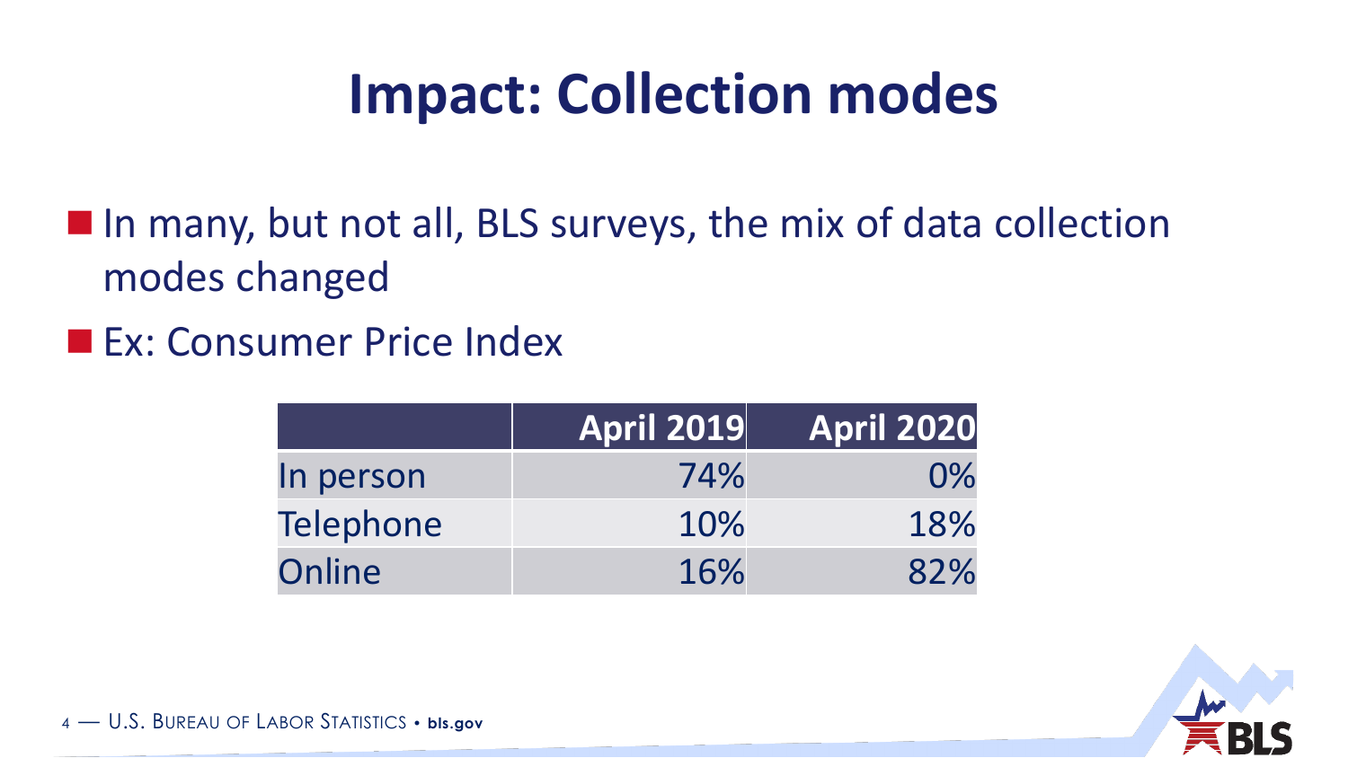# Impact: Collection modes

- In many, but not all, BLS surveys, the mix of data collection modes changed
- Ex: Consumer Price Index

| | April 2019 | April 2020 |
|---|---|---|
| In person | 74% | 0% |
| Telephone | 10% | 18% |
| Online | 16% | 82% |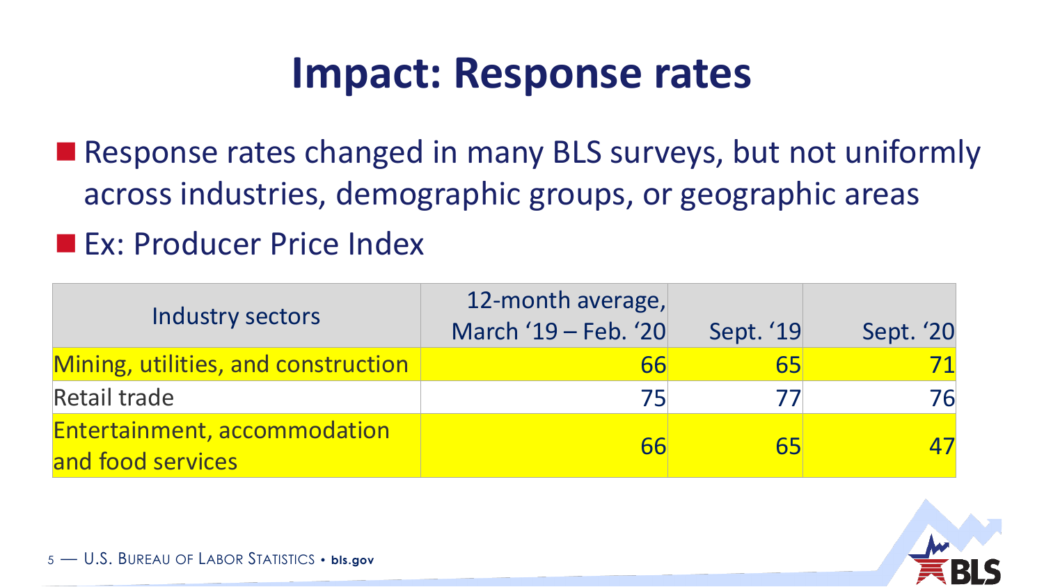# Impact: Response rates

- Response rates changed in many BLS surveys, but not uniformly across industries, demographic groups, or geographic areas
- Ex: Producer Price Index

| Industry sectors | 12-month average, March '19 – Feb. '20 | Sept. '19 | Sept. '20 |
|---|---|---|---|
| Mining, utilities, and construction | 66 | 65 | 71 |
| Retail trade | 75 | 77 | 76 |
| Entertainment, accommodation and food services | 66 | 65 | 47 |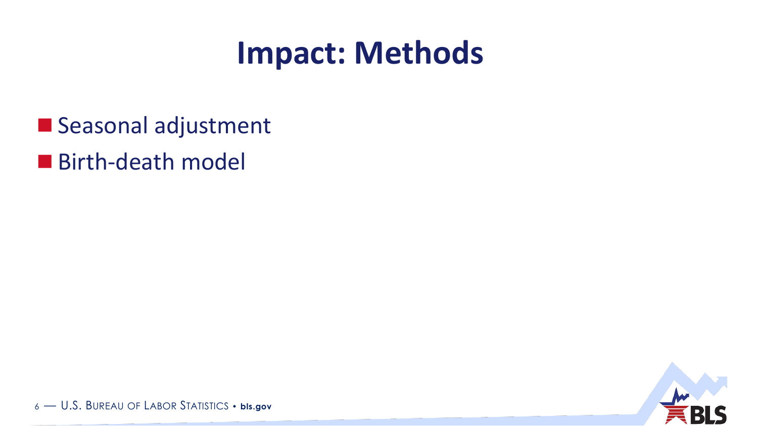# Impact: Methods

- Seasonal adjustment
- Birth-death model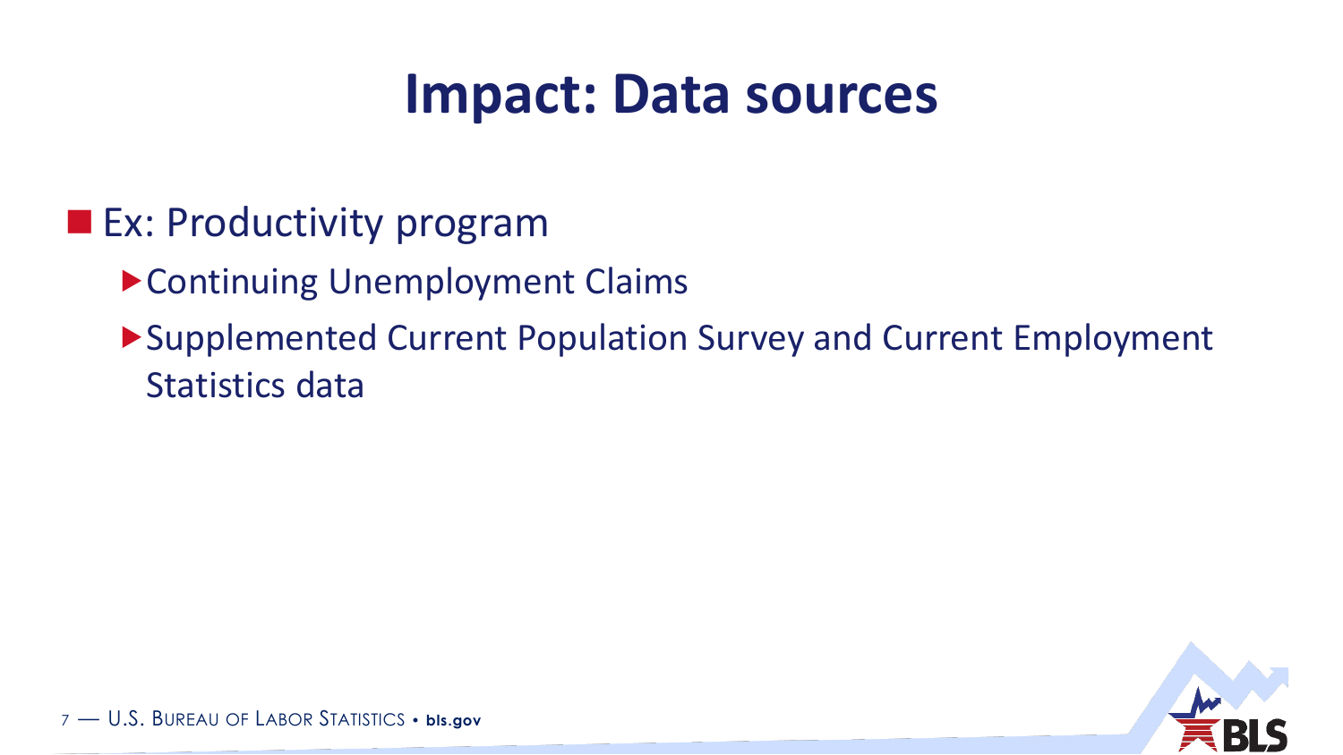# Impact: Data sources

- Ex: Productivity program
  - Continuing Unemployment Claims
  - Supplemented Current Population Survey and Current Employment Statistics data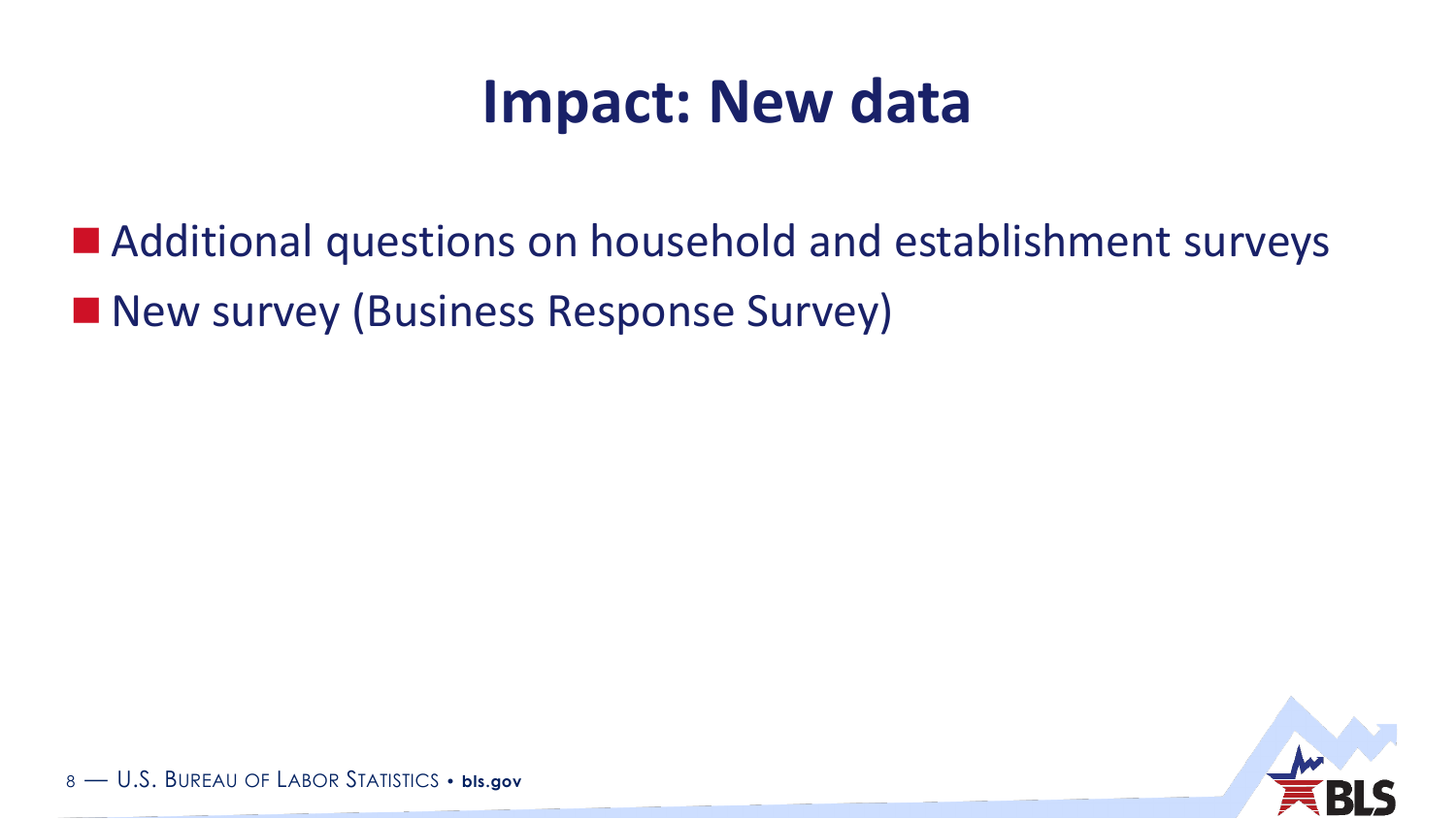# Impact: New data

- Additional questions on household and establishment surveys
- New survey (Business Response Survey)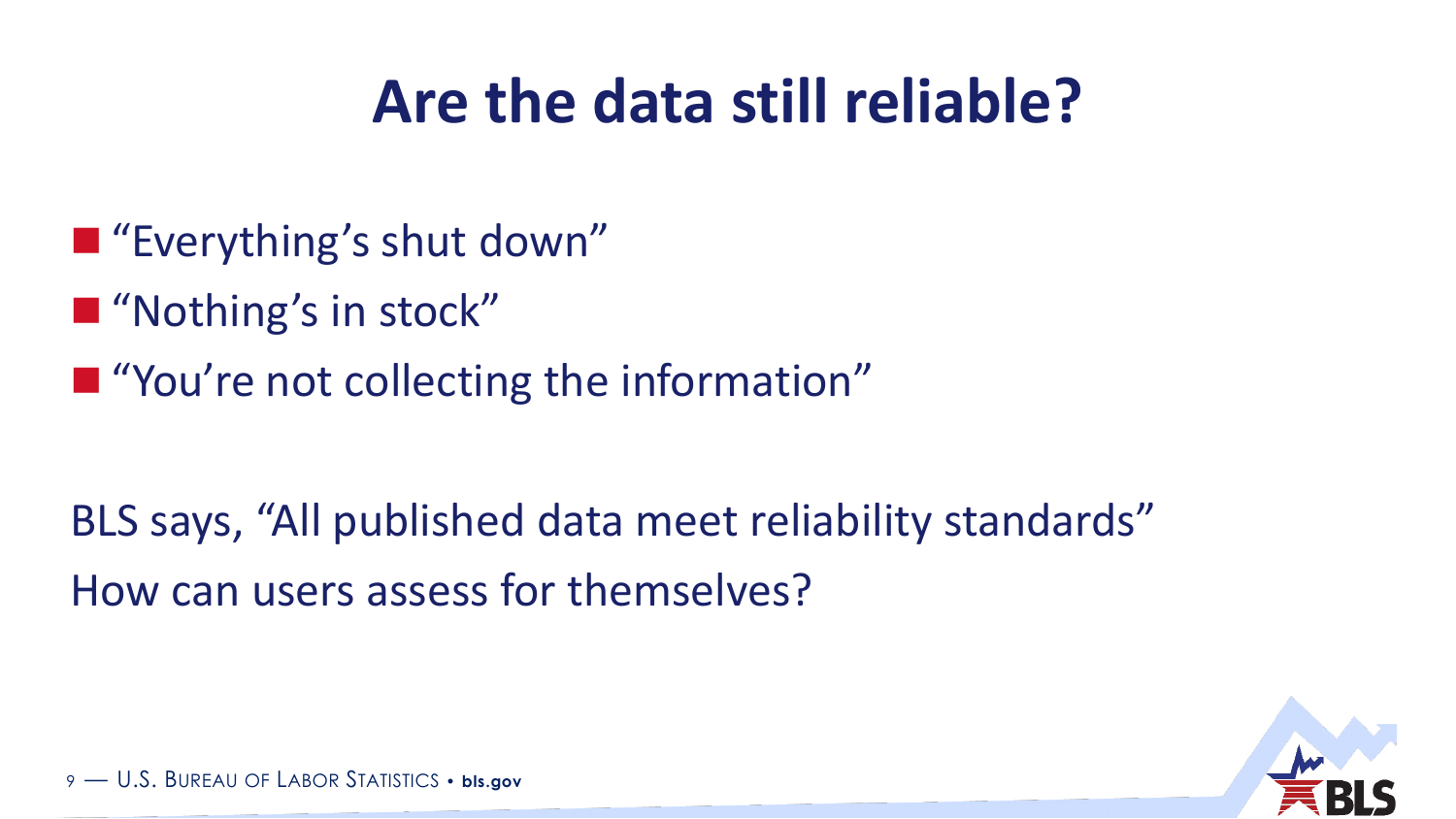# Are the data still reliable?

- "Everything's shut down"
- "Nothing's in stock"
- "You're not collecting the information"

BLS says, "All published data meet reliability standards"

How can users assess for themselves?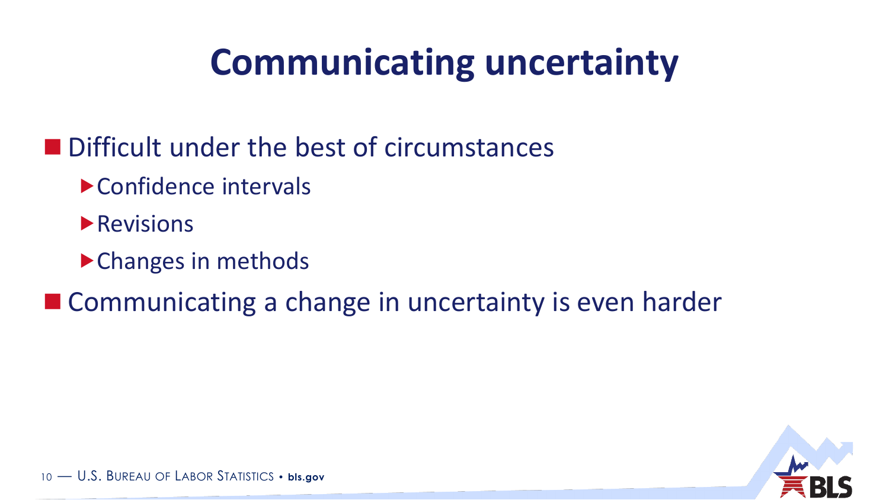# Communicating uncertainty

- Difficult under the best of circumstances
  - Confidence intervals
  - Revisions
  - Changes in methods
- Communicating a change in uncertainty is even harder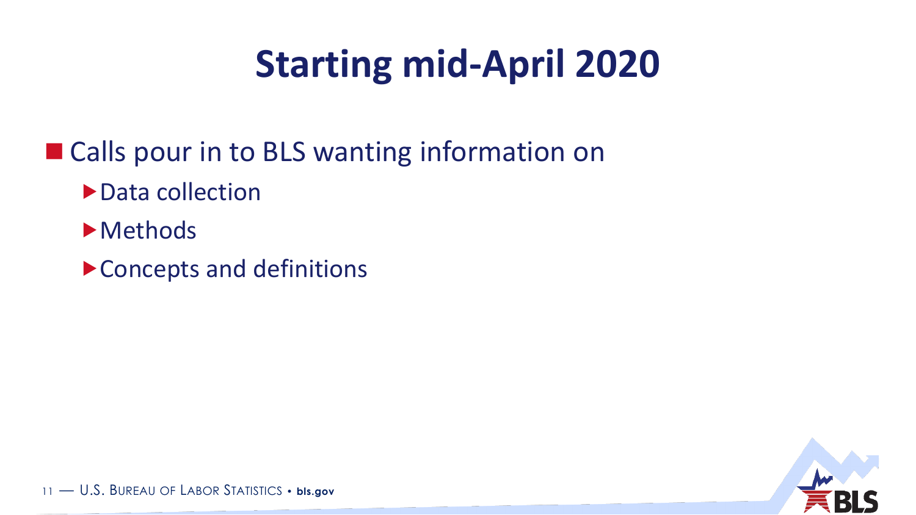# Starting mid-April 2020

- Calls pour in to BLS wanting information on
  - Data collection
  - Methods
  - Concepts and definitions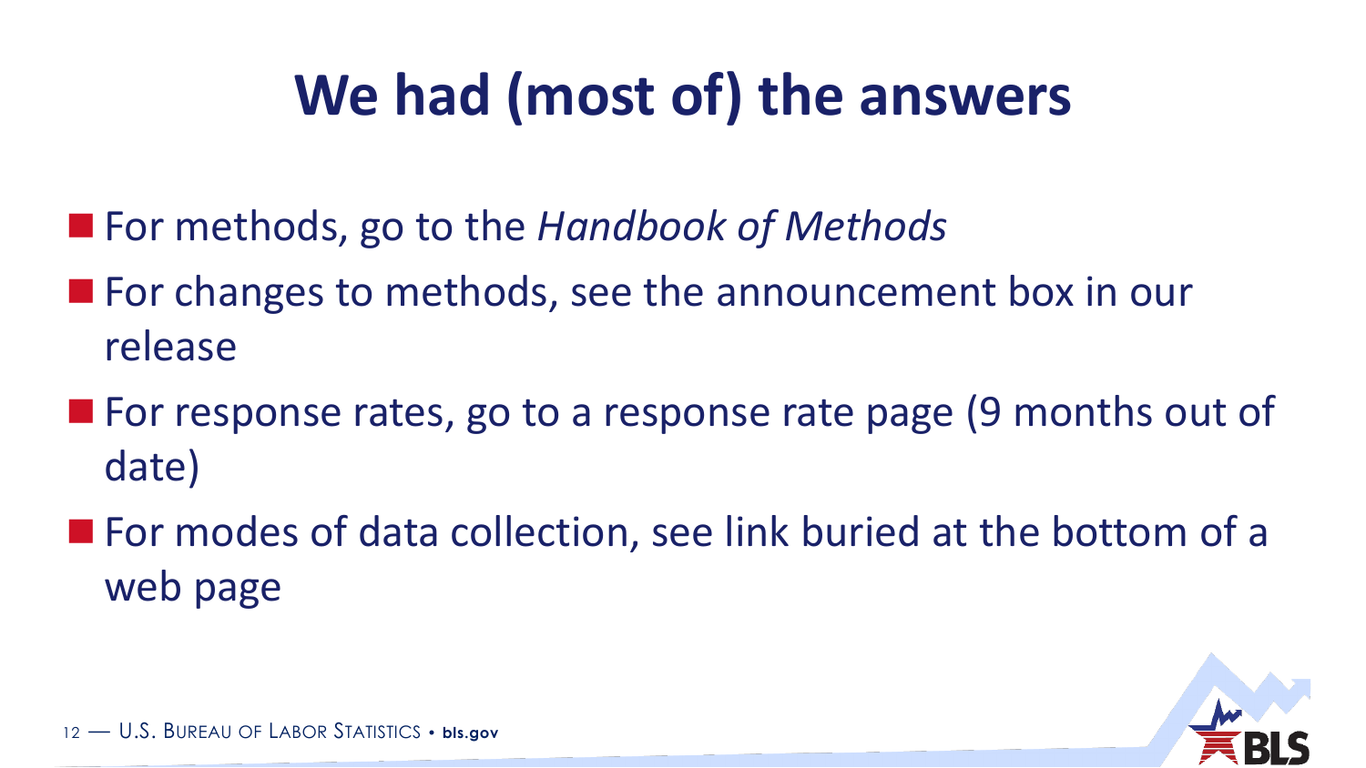# We had (most of) the answers

- For methods, go to the *Handbook of Methods*
- For changes to methods, see the announcement box in our release
- For response rates, go to a response rate page (9 months out of date)
- For modes of data collection, see link buried at the bottom of a web page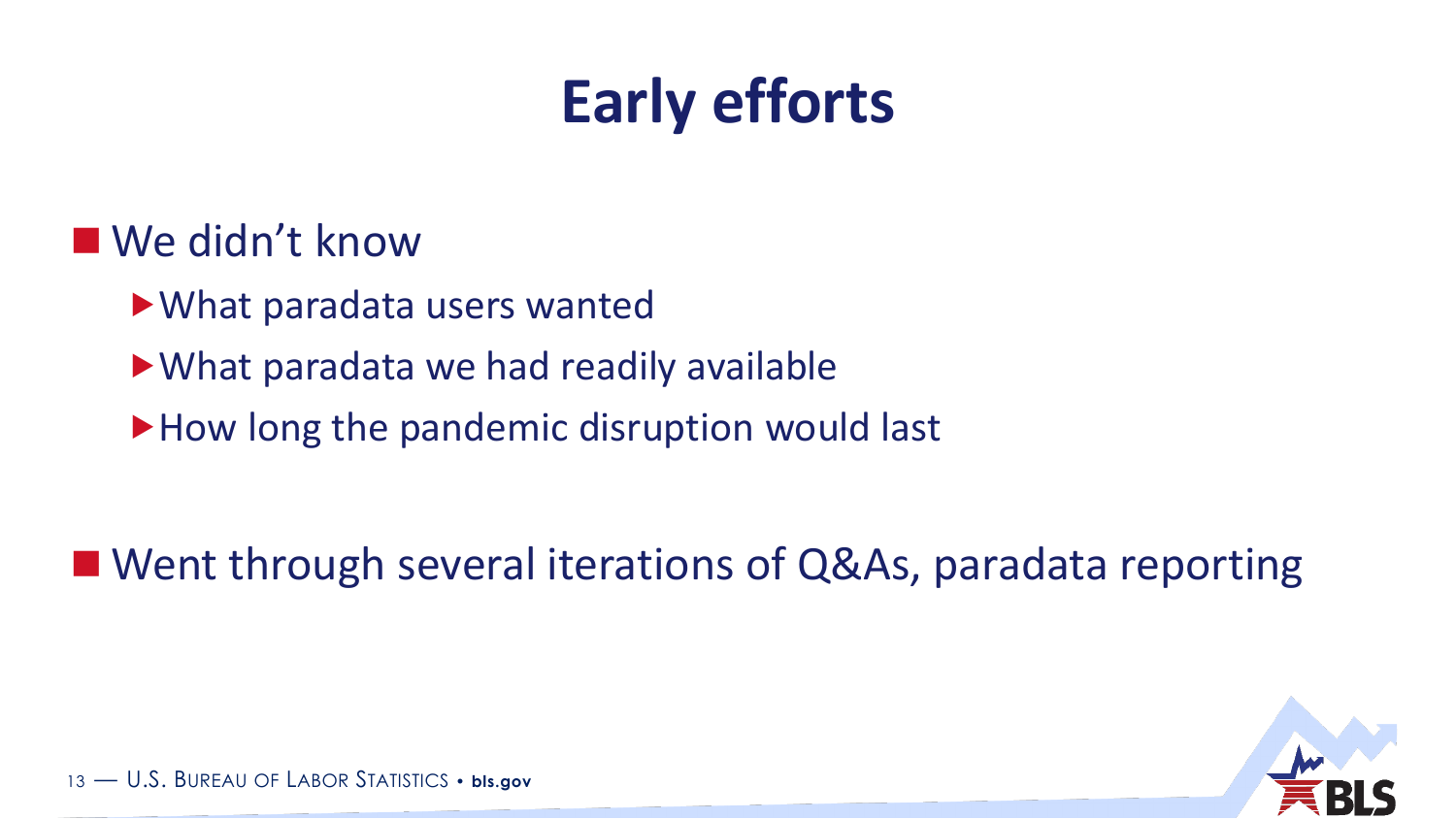# Early efforts

- We didn't know
  - What paradata users wanted
  - What paradata we had readily available
  - How long the pandemic disruption would last

- Went through several iterations of Q&As, paradata reporting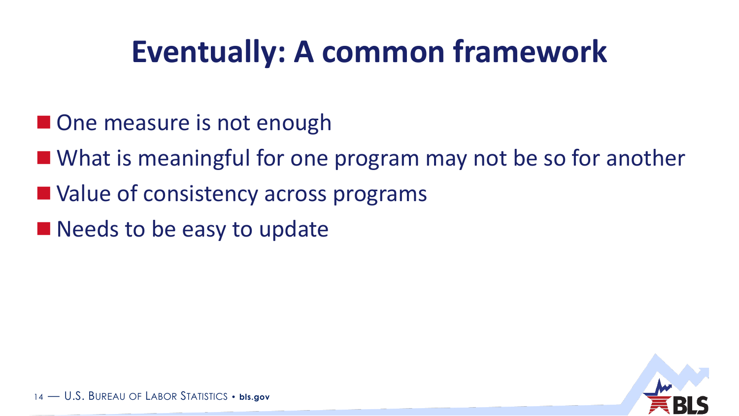# Eventually: A common framework

- One measure is not enough
- What is meaningful for one program may not be so for another
- Value of consistency across programs
- Needs to be easy to update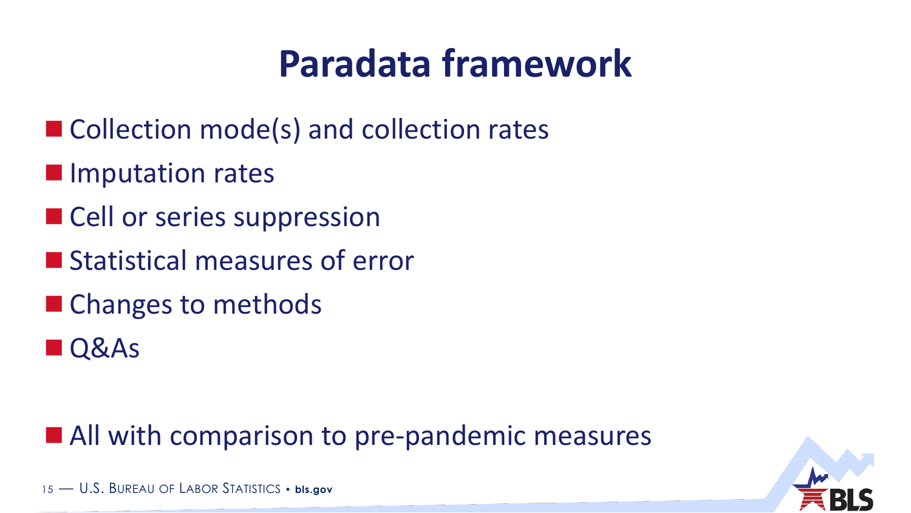# Paradata framework

- Collection mode(s) and collection rates
- Imputation rates
- Cell or series suppression
- Statistical measures of error
- Changes to methods
- Q&As

- All with comparison to pre-pandemic measures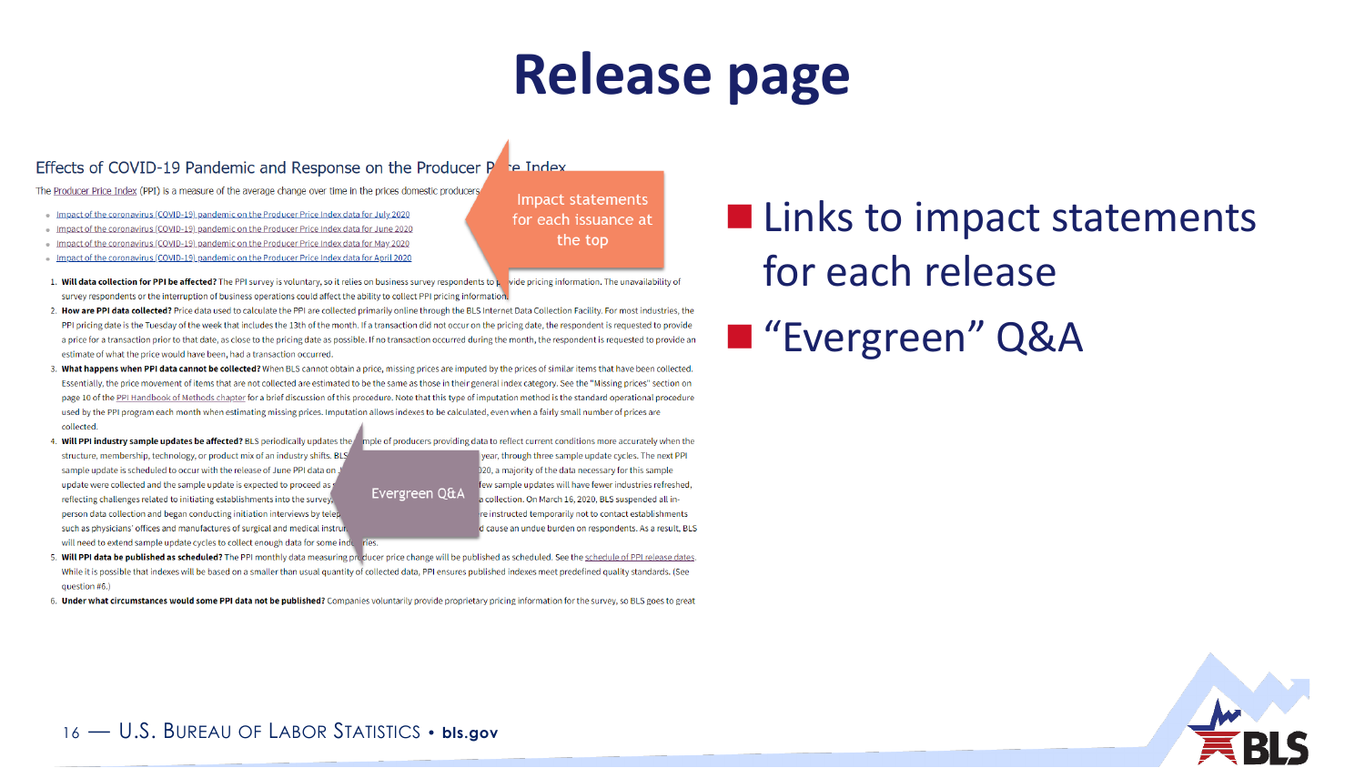# Release page

Effects of COVID-19 Pandemic and Response on the Producer Price Index

The Producer Price Index (PPI) is a measure of the average change over time in the prices domestic producers

- Impact of the coronavirus (COVID-19) pandemic on the Producer Price Index data for July 2020
- Impact of the coronavirus (COVID-19) pandemic on the Producer Price Index data for June 2020
- Impact of the coronavirus (COVID-19) pandemic on the Producer Price Index data for May 2020
- Impact of the coronavirus (COVID-19) pandemic on the Producer Price Index data for April 2020

Impact statements for each issuance at the top

1. **Will data collection for PPI be affected?** The PPI survey is voluntary, so it relies on business survey respondents to provide pricing information. The unavailability of survey respondents or the interruption of business operations could affect the ability to collect PPI pricing information.
2. **How are PPI data collected?** Price data used to calculate the PPI are collected primarily online through the BLS Internet Data Collection Facility. For most industries, the PPI pricing date is the Tuesday of the week that includes the 13th of the month. If a transaction did not occur on the pricing date, the respondent is requested to provide a price for a transaction prior to that date, as close to the pricing date as possible. If no transaction occurred during the month, the respondent is requested to provide an estimate of what the price would have been, had a transaction occurred.
3. **What happens when PPI data cannot be collected?** When BLS cannot obtain a price, missing prices are imputed by the prices of similar items that have been collected. Essentially, the price movement of items that are not collected are estimated to be the same as those in their general index category. See the "Missing prices" section on page 10 of the PPI Handbook of Methods chapter for a brief discussion of this procedure. Note that this type of imputation method is the standard operational procedure used by the PPI program each month when estimating missing prices. Imputation allows indexes to be calculated, even when a fairly small number of prices are collected.
4. **Will PPI industry sample updates be affected?** BLS periodically updates the sample of producers providing data to reflect current conditions more accurately when the structure, membership, technology, or product mix of an industry shifts. BLS ... year, through three sample update cycles. The next PPI sample update is scheduled to occur with the release of June PPI data on ... 2020, a majority of the data necessary for this sample update were collected and the sample update is expected to proceed as ... few sample updates will have fewer industries refreshed, reflecting challenges related to initiating establishments into the survey ... collection. On March 16, 2020, BLS suspended all in-person data collection and began conducting initiation interviews by telep... re instructed temporarily not to contact establishments such as physicians' offices and manufactures of surgical and medical instru... d cause an undue burden on respondents. As a result, BLS will need to extend sample update cycles to collect enough data for some ind...ries.
5. **Will PPI data be published as scheduled?** The PPI monthly data measuring producer price change will be published as scheduled. See the schedule of PPI release dates. While it is possible that indexes will be based on a smaller than usual quantity of collected data, PPI ensures published indexes meet predefined quality standards. (See question #6.)
6. **Under what circumstances would some PPI data not be published?** Companies voluntarily provide proprietary pricing information for the survey, so BLS goes to great

Evergreen Q&A

- Links to impact statements for each release
- "Evergreen" Q&A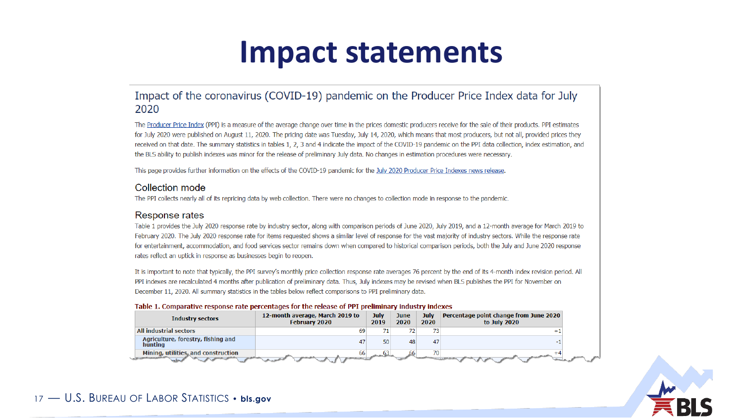# Impact statements

## Impact of the coronavirus (COVID-19) pandemic on the Producer Price Index data for July 2020

The Producer Price Index (PPI) is a measure of the average change over time in the prices domestic producers receive for the sale of their products. PPI estimates for July 2020 were published on August 11, 2020. The pricing date was Tuesday, July 14, 2020, which means that most producers, but not all, provided prices they received on that date. The summary statistics in tables 1, 2, 3 and 4 indicate the impact of the COVID-19 pandemic on the PPI data collection, index estimation, and the BLS ability to publish indexes was minor for the release of preliminary July data. No changes in estimation procedures were necessary.

This page provides further information on the effects of the COVID-19 pandemic for the July 2020 Producer Price Indexes news release.

### Collection mode

The PPI collects nearly all of its repricing data by web collection. There were no changes to collection mode in response to the pandemic.

### Response rates

Table 1 provides the July 2020 response rate by industry sector, along with comparison periods of June 2020, July 2019, and a 12-month average for March 2019 to February 2020. The July 2020 response rate for items requested shows a similar level of response for the vast majority of industry sectors. While the response rate for entertainment, accommodation, and food services sector remains down when compared to historical comparison periods, both the July and June 2020 response rates reflect an uptick in response as businesses begin to reopen.

It is important to note that typically, the PPI survey's monthly price collection response rate averages 76 percent by the end of its 4-month index revision period. All PPI indexes are recalculated 4 months after publication of preliminary data. Thus, July indexes may be revised when BLS publishes the PPI for November on December 11, 2020. All summary statistics in the tables below reflect comparisons to PPI preliminary data.

**Table 1. Comparative response rate percentages for the release of PPI preliminary industry indexes**

| Industry sectors | 12-month average, March 2019 to February 2020 | July 2019 | June 2020 | July 2020 | Percentage point change from June 2020 to July 2020 |
|---|---|---|---|---|---|
| **All industrial sectors** | 69 | 71 | 72 | 73 | +1 |
| Agriculture, forestry, fishing and hunting | 47 | 50 | 48 | 47 | -1 |
| Mining, utilities, and construction | 66 | 63 | 66 | 70 | +4 |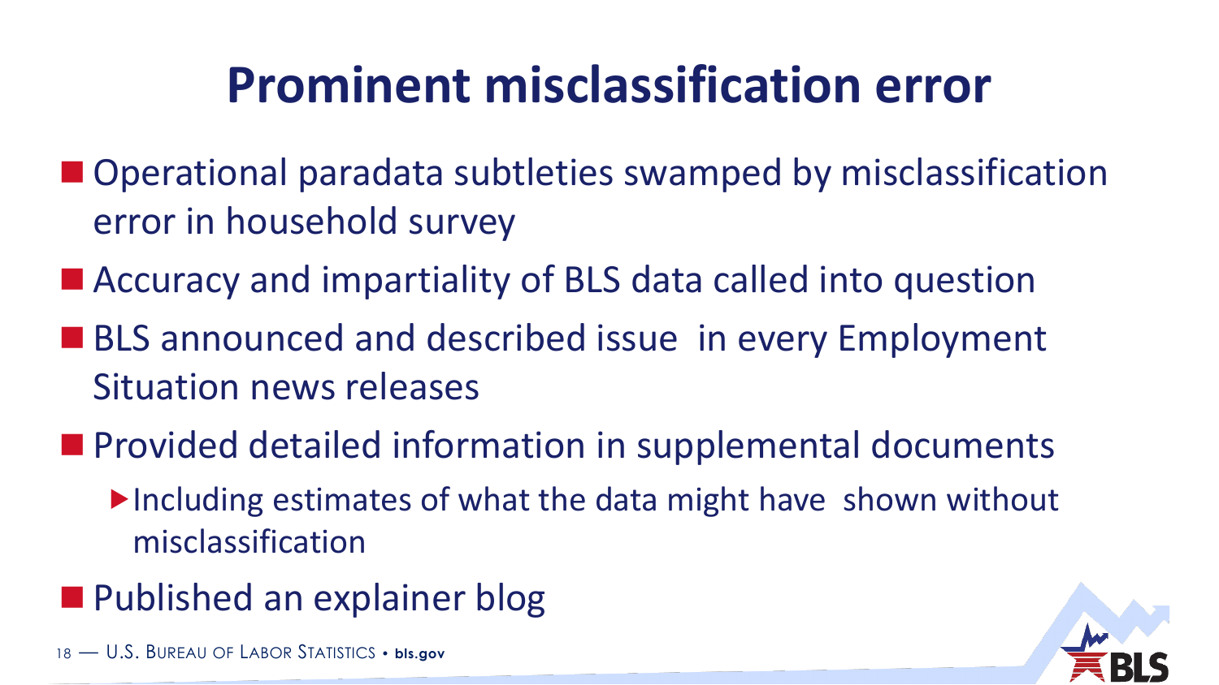# Prominent misclassification error

- Operational paradata subtleties swamped by misclassification error in household survey
- Accuracy and impartiality of BLS data called into question
- BLS announced and described issue in every Employment Situation news releases
- Provided detailed information in supplemental documents
  - Including estimates of what the data might have shown without misclassification
- Published an explainer blog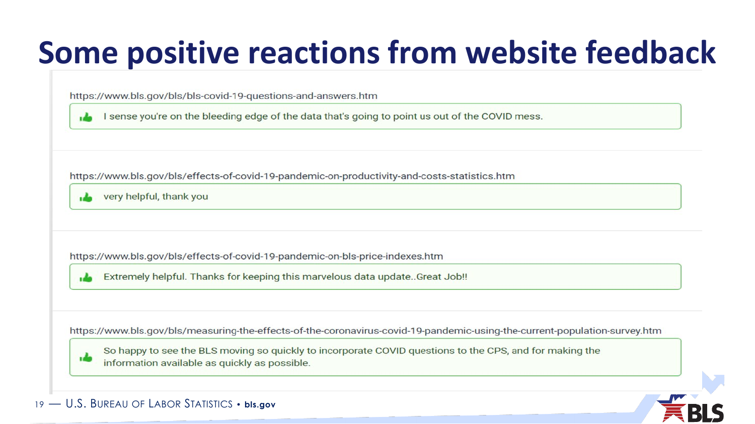# Some positive reactions from website feedback

https://www.bls.gov/bls/bls-covid-19-questions-and-answers.htm

> I sense you're on the bleeding edge of the data that's going to point us out of the COVID mess.

https://www.bls.gov/bls/effects-of-covid-19-pandemic-on-productivity-and-costs-statistics.htm

> very helpful, thank you

https://www.bls.gov/bls/effects-of-covid-19-pandemic-on-bls-price-indexes.htm

> Extremely helpful. Thanks for keeping this marvelous data update..Great Job!!

https://www.bls.gov/bls/measuring-the-effects-of-the-coronavirus-covid-19-pandemic-using-the-current-population-survey.htm

> So happy to see the BLS moving so quickly to incorporate COVID questions to the CPS, and for making the information available as quickly as possible.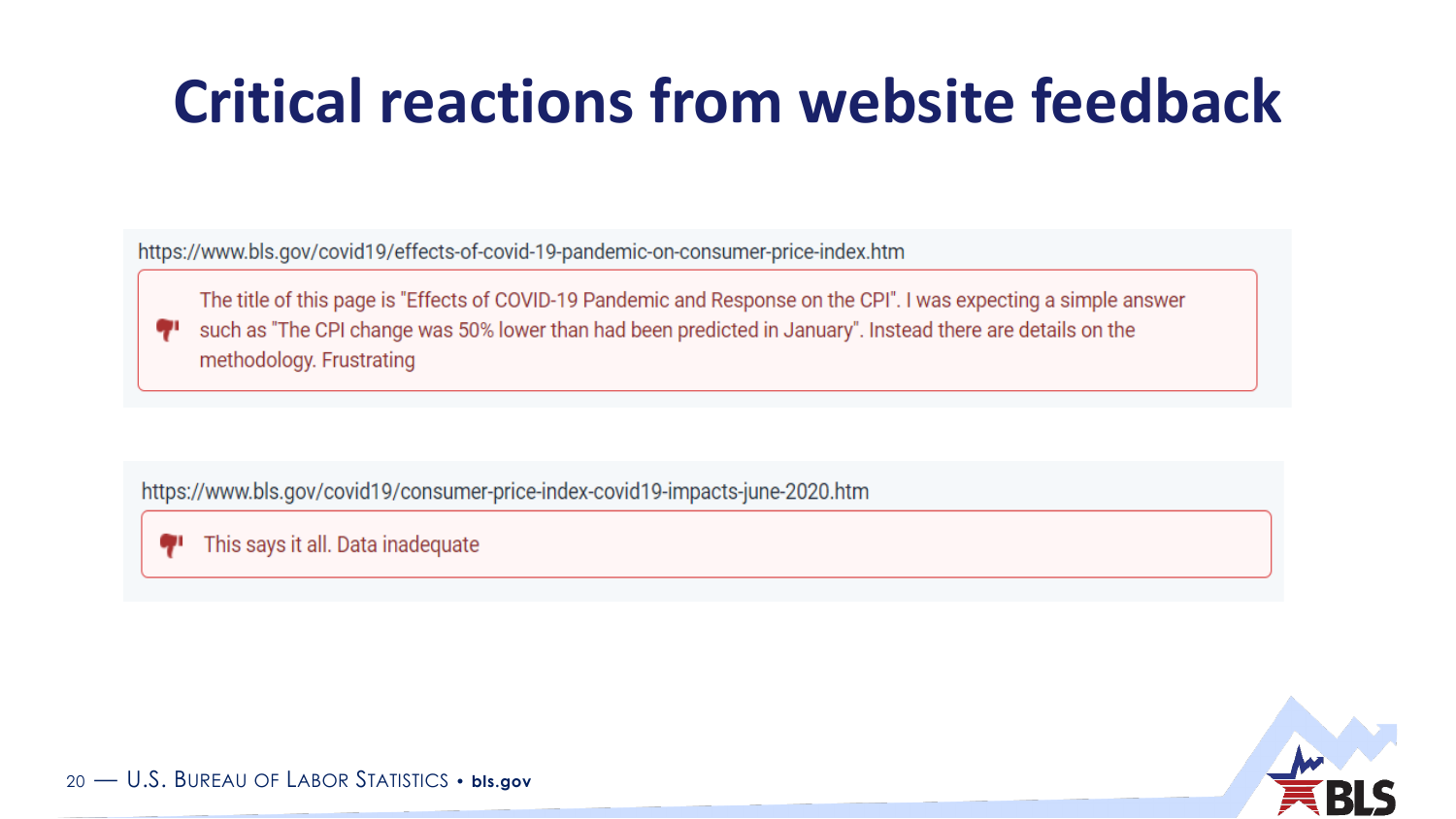# Critical reactions from website feedback

https://www.bls.gov/covid19/effects-of-covid-19-pandemic-on-consumer-price-index.htm

> The title of this page is "Effects of COVID-19 Pandemic and Response on the CPI". I was expecting a simple answer such as "The CPI change was 50% lower than had been predicted in January". Instead there are details on the methodology. Frustrating

https://www.bls.gov/covid19/consumer-price-index-covid19-impacts-june-2020.htm

> This says it all. Data inadequate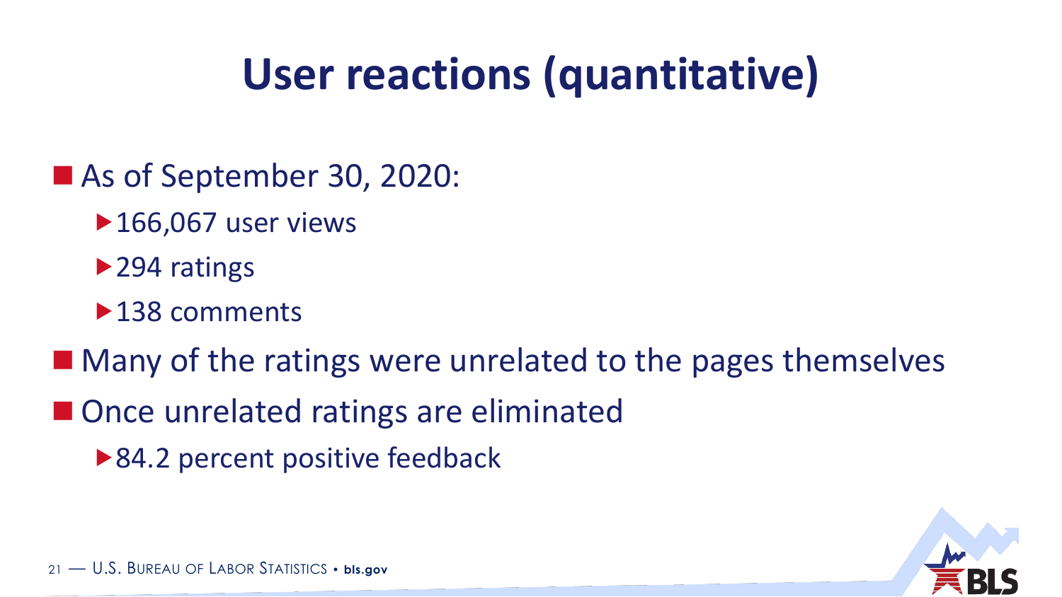# User reactions (quantitative)

- As of September 30, 2020:
  - 166,067 user views
  - 294 ratings
  - 138 comments
- Many of the ratings were unrelated to the pages themselves
- Once unrelated ratings are eliminated
  - 84.2 percent positive feedback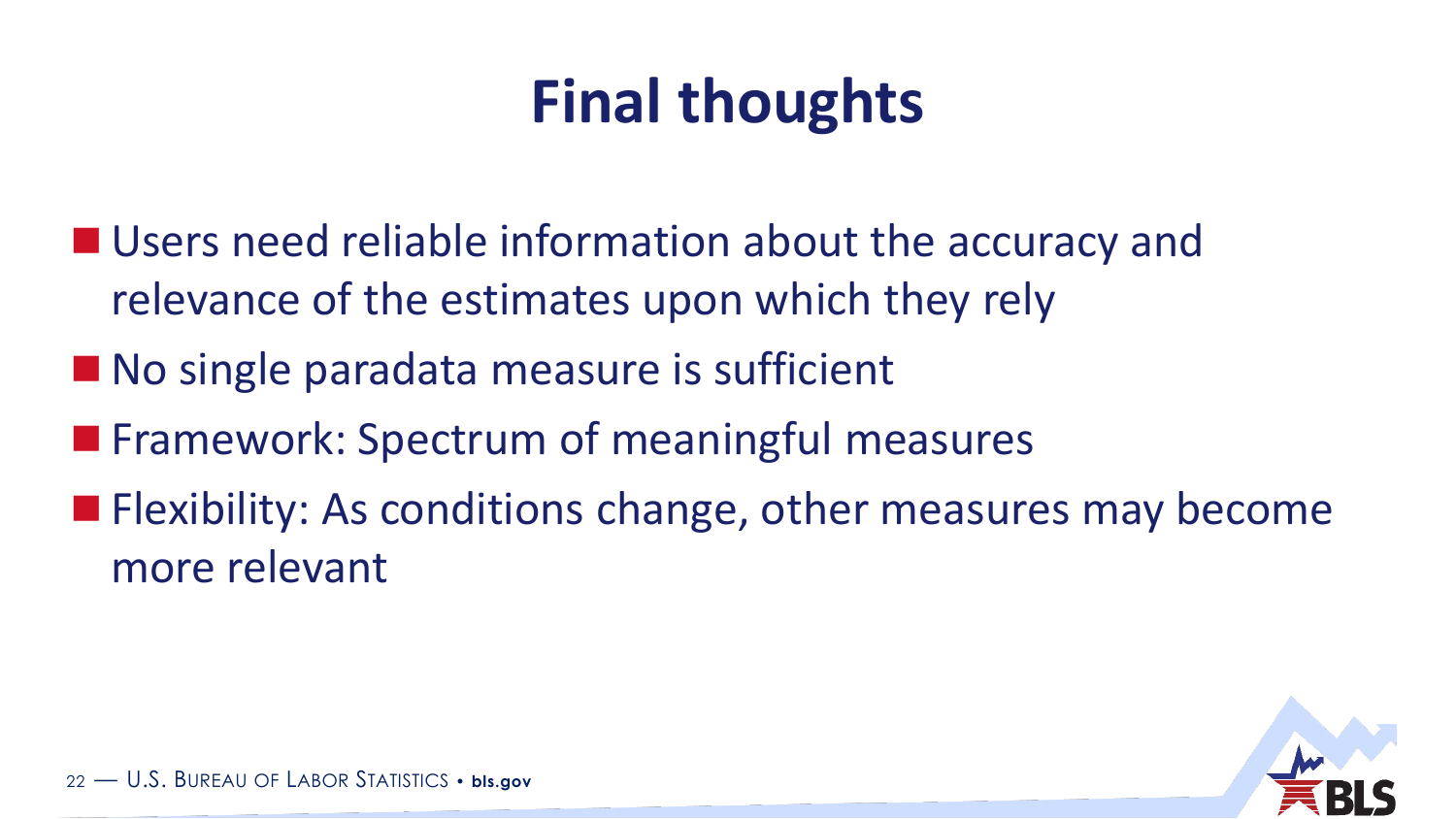# Final thoughts

- Users need reliable information about the accuracy and relevance of the estimates upon which they rely
- No single paradata measure is sufficient
- Framework: Spectrum of meaningful measures
- Flexibility: As conditions change, other measures may become more relevant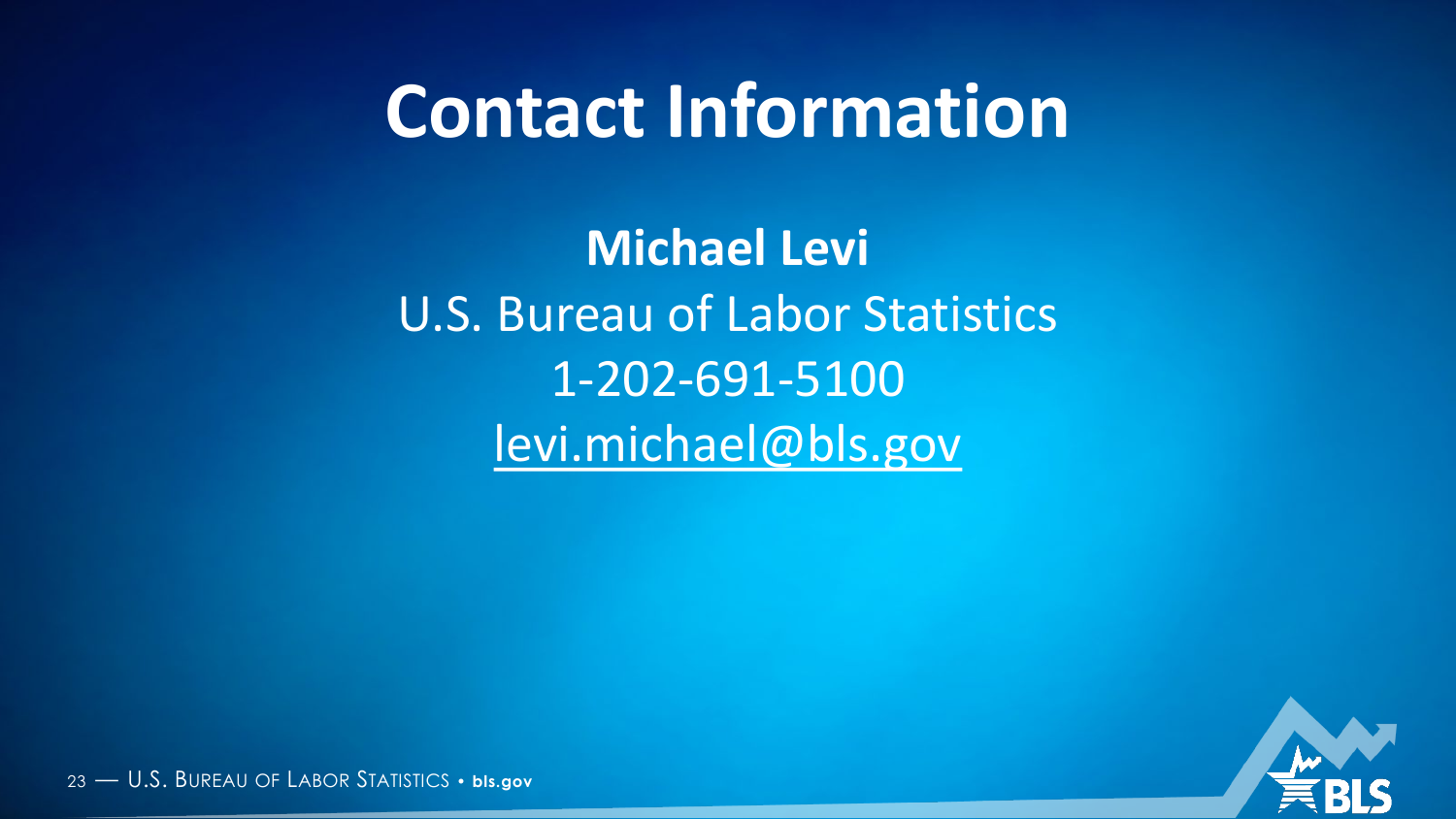# Contact Information

**Michael Levi**

U.S. Bureau of Labor Statistics

1-202-691-5100

levi.michael@bls.gov